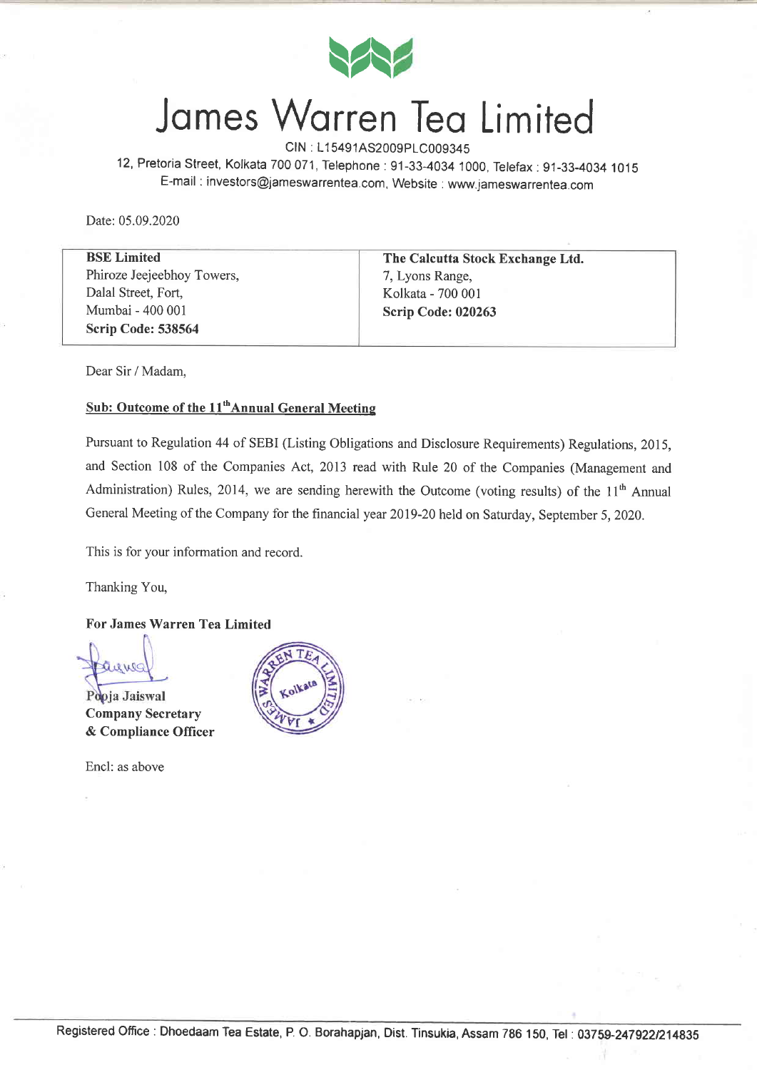# James Warren Tea Limited

CIN : L15491AS2009PLC009345

12, Pretoria Street, Kolkata 700 071, Telephone : 91-33-4034 1000, Telefax : 91-33-4034 1015

E-mail : investors@jameswarrentea.com, Website : www.jameswarrentea.com

Date: 05.09.2020

| **BSE Limited**<br>Phiroze Jeejeebhoy Towers,<br>Dalal Street, Fort,<br>Mumbai - 400 001<br>**Scrip Code: 538564** | **The Calcutta Stock Exchange Ltd.**<br>7, Lyons Range,<br>Kolkata - 700 001<br>**Scrip Code: 020263** |
|---|---|

Dear Sir / Madam,

**Sub: Outcome of the 11th Annual General Meeting**

Pursuant to Regulation 44 of SEBI (Listing Obligations and Disclosure Requirements) Regulations, 2015, and Section 108 of the Companies Act, 2013 read with Rule 20 of the Companies (Management and Administration) Rules, 2014, we are sending herewith the Outcome (voting results) of the 11th Annual General Meeting of the Company for the financial year 2019-20 held on Saturday, September 5, 2020.

This is for your information and record.

Thanking You,

**For James Warren Tea Limited**

Pooja Jaiswal
**Company Secretary**
**& Compliance Officer**

Encl: as above

Registered Office : Dhoedaam Tea Estate, P. O. Borahapjan, Dist. Tinsukia, Assam 786 150, Tel : 03759-247922/214835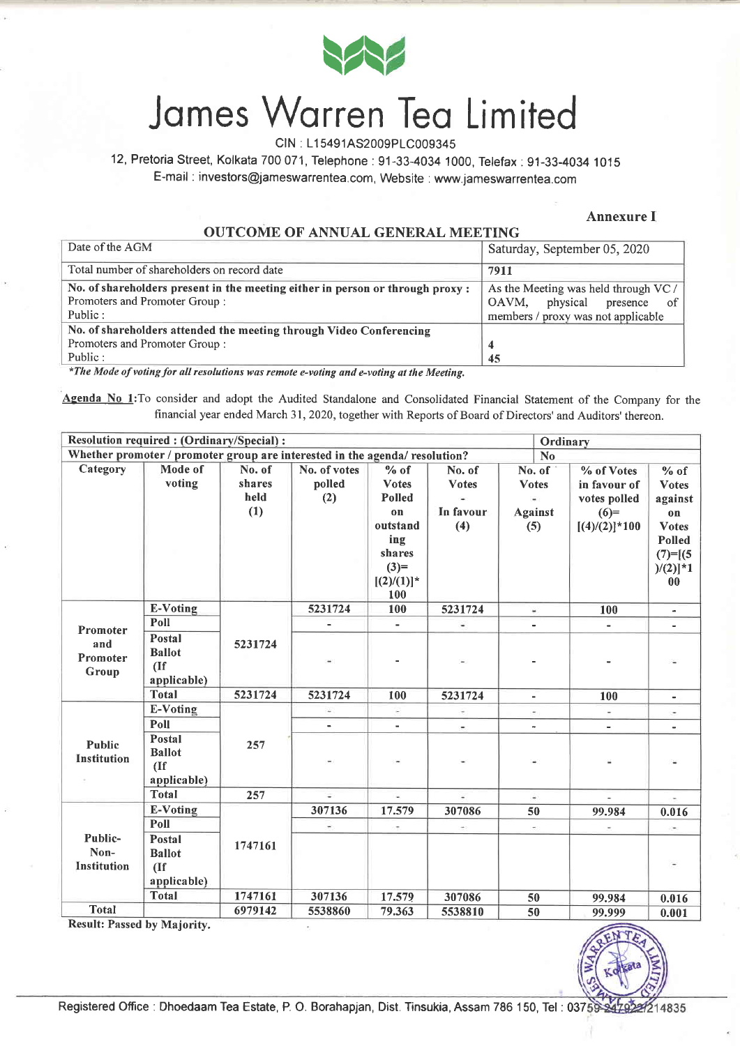# James Warren Tea Limited

CIN : L15491AS2009PLC009345

12, Pretoria Street, Kolkata 700 071, Telephone : 91-33-4034 1000, Telefax : 91-33-4034 1015

E-mail : investors@jameswarrentea.com, Website : www.jameswarrentea.com

**Annexure I**

## OUTCOME OF ANNUAL GENERAL MEETING

| Date of the AGM | Saturday, September 05, 2020 |
|---|---|
| Total number of shareholders on record date | 7911 |
| **No. of shareholders present in the meeting either in person or through proxy :** Promoters and Promoter Group : Public : | As the Meeting was held through VC / OAVM, physical presence of members / proxy was not applicable |
| **No. of shareholders attended the meeting through Video Conferencing** Promoters and Promoter Group : Public : | 4<br>45 |

*\*The Mode of voting for all resolutions was remote e-voting and e-voting at the Meeting.*

**Agenda No 1:** To consider and adopt the Audited Standalone and Consolidated Financial Statement of the Company for the financial year ended March 31, 2020, together with Reports of Board of Directors' and Auditors' thereon.

| **Resolution required : (Ordinary/Special) :** | | | | | | | **Ordinary** | |
|---|---|---|---|---|---|---|---|---|
| **Whether promoter / promoter group are interested in the agenda/ resolution?** | | | | | | | **No** | |
| **Category** | **Mode of voting** | **No. of shares held (1)** | **No. of votes polled (2)** | **% of Votes Polled on outstanding shares (3)=[(2)/(1)]*100** | **No. of Votes - In favour (4)** | **No. of Votes - Against (5)** | **% of Votes in favour of votes polled (6)=[(4)/(2)]*100** | **% of Votes against on Votes Polled (7)=[(5)/(2)]*100** |
| **Promoter and Promoter Group** | **E-Voting** | 5231724 | 5231724 | 100 | 5231724 | - | 100 | - |
| | **Poll** | | - | - | - | - | - | - |
| | **Postal Ballot (If applicable)** | | - | - | - | - | - | - |
| | **Total** | 5231724 | 5231724 | 100 | 5231724 | - | 100 | - |
| **Public Institution** | **E-Voting** | 257 | - | - | - | - | - | - |
| | **Poll** | | - | - | - | - | - | - |
| | **Postal Ballot (If applicable)** | | - | - | - | - | - | - |
| | **Total** | 257 | - | - | - | - | - | - |
| **Public-Non-Institution** | **E-Voting** | 1747161 | 307136 | 17.579 | 307086 | 50 | 99.984 | 0.016 |
| | **Poll** | | - | - | - | - | - | - |
| | **Postal Ballot (If applicable)** | | | | | | | - |
| | **Total** | 1747161 | 307136 | 17.579 | 307086 | 50 | 99.984 | 0.016 |
| **Total** | | 6979142 | 5538860 | 79.363 | 5538810 | 50 | 99.999 | 0.001 |

**Result: Passed by Majority.**

Registered Office : Dhoedaam Tea Estate, P. O. Borahapjan, Dist. Tinsukia, Assam 786 150, Tel : 03759-247922/214835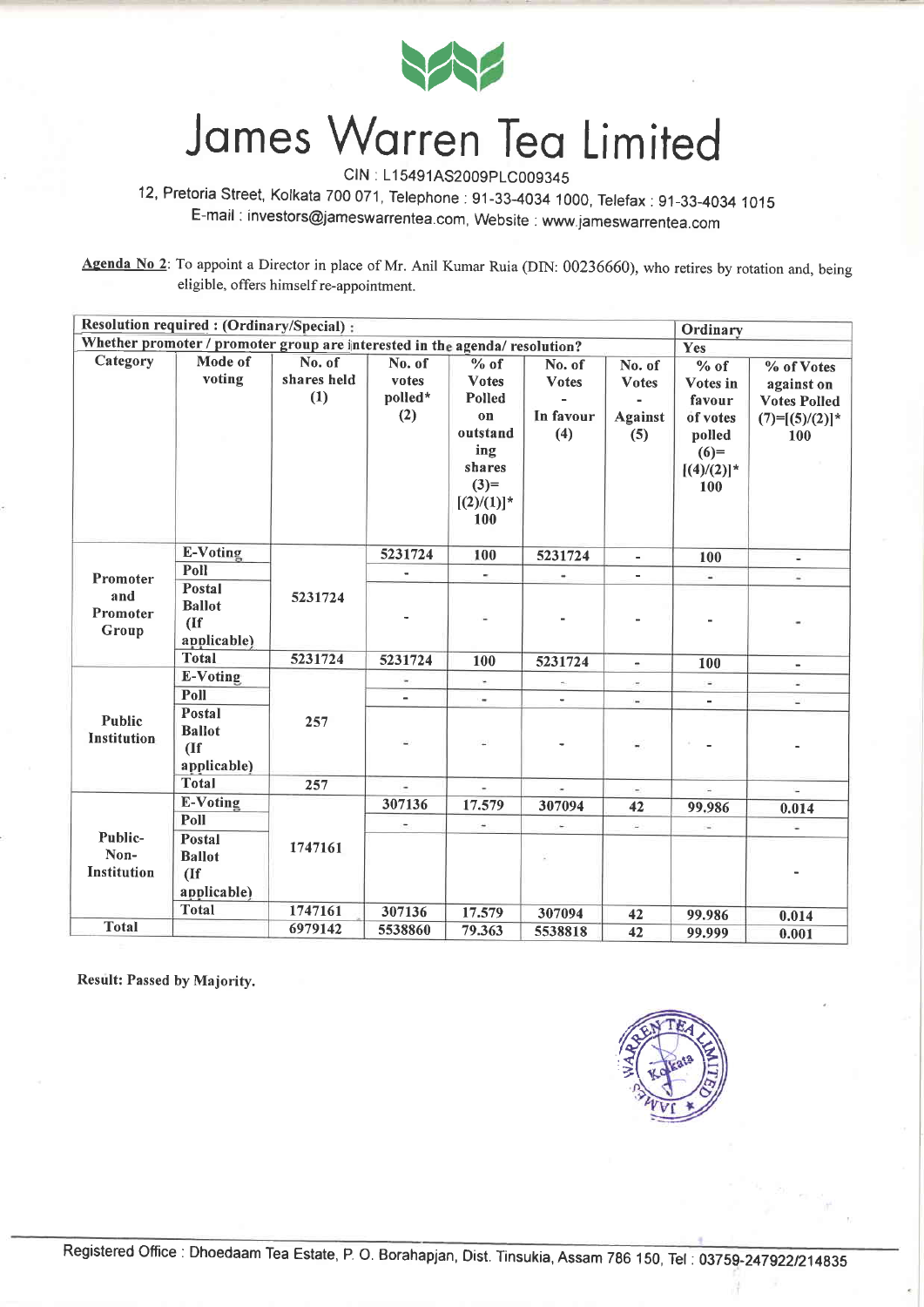# James Warren Tea Limited

CIN : L15491AS2009PLC009345

12, Pretoria Street, Kolkata 700 071, Telephone : 91-33-4034 1000, Telefax : 91-33-4034 1015

E-mail : investors@jameswarrentea.com, Website : www.jameswarrentea.com

**Agenda No 2**: To appoint a Director in place of Mr. Anil Kumar Ruia (DIN: 00236660), who retires by rotation and, being eligible, offers himself re-appointment.

| **Resolution required : (Ordinary/Special) :** | | | | | | | | **Ordinary** |
|---|---|---|---|---|---|---|---|---|
| **Whether promoter / promoter group are interested in the agenda/ resolution?** | | | | | | | | **Yes** |
| **Category** | **Mode of voting** | **No. of shares held (1)** | **No. of votes polled* (2)** | **% of Votes Polled on outstanding shares (3)=[(2)/(1)]*100** | **No. of Votes - In favour (4)** | **No. of Votes - Against (5)** | **% of Votes in favour of votes polled (6)=[(4)/(2)]*100** | **% of Votes against on Votes Polled (7)=[(5)/(2)]*100** |
| **Promoter and Promoter Group** | **E-Voting** | 5231724 | 5231724 | 100 | 5231724 | - | 100 | - |
| | **Poll** | | - | - | - | - | - | - |
| | **Postal Ballot (If applicable)** | | - | - | - | - | - | - |
| | **Total** | 5231724 | 5231724 | 100 | 5231724 | - | 100 | - |
| **Public Institution** | **E-Voting** | 257 | - | - | - | - | - | - |
| | **Poll** | | - | - | - | - | - | - |
| | **Postal Ballot (If applicable)** | | - | - | - | - | - | - |
| | **Total** | 257 | - | - | - | - | - | - |
| **Public-Non-Institution** | **E-Voting** | 1747161 | 307136 | 17.579 | 307094 | 42 | 99.986 | 0.014 |
| | **Poll** | | - | - | - | - | - | - |
| | **Postal Ballot (If applicable)** | | | | | | | - |
| | **Total** | 1747161 | 307136 | 17.579 | 307094 | 42 | 99.986 | 0.014 |
| **Total** | | 6979142 | 5538860 | 79.363 | 5538818 | 42 | 99.999 | 0.001 |

**Result: Passed by Majority.**

Registered Office : Dhoedaam Tea Estate, P. O. Borahapjan, Dist. Tinsukia, Assam 786 150, Tel : 03759-247922/214835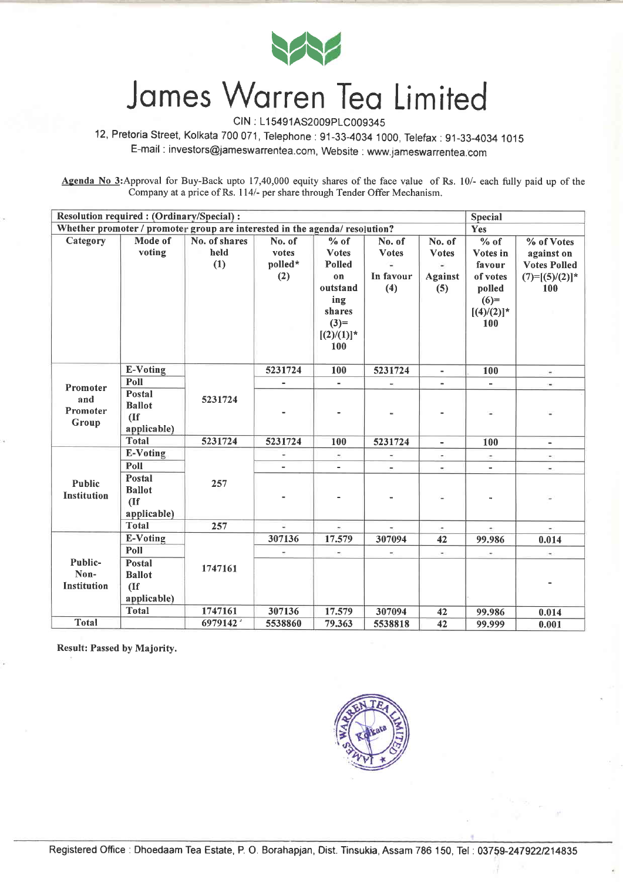# James Warren Tea Limited

CIN : L15491AS2009PLC009345

12, Pretoria Street, Kolkata 700 071, Telephone : 91-33-4034 1000, Telefax : 91-33-4034 1015

E-mail : investors@jameswarrentea.com, Website : www.jameswarrentea.com

**Agenda No 3**:Approval for Buy-Back upto 17,40,000 equity shares of the face value of Rs. 10/- each fully paid up of the Company at a price of Rs. 114/- per share through Tender Offer Mechanism.

| Resolution required : (Ordinary/Special) : | | | | | | | Special | |
|---|---|---|---|---|---|---|---|---|
| Whether promoter / promoter group are interested in the agenda/ resolution? | | | | | | | Yes | |
| Category | Mode of voting | No. of shares held (1) | No. of votes polled* (2) | % of Votes Polled on outstanding shares (3)=[(2)/(1)]* 100 | No. of Votes - In favour (4) | No. of Votes - Against (5) | % of Votes in favour of votes polled (6)=[(4)/(2)]* 100 | % of Votes against on Votes Polled (7)=[(5)/(2)]* 100 |
| Promoter and Promoter Group | E-Voting | 5231724 | 5231724 | 100 | 5231724 | - | 100 | - |
| | Poll | | - | - | - | - | - | - |
| | Postal Ballot (If applicable) | | - | - | - | - | - | - |
| | Total | 5231724 | 5231724 | 100 | 5231724 | - | 100 | - |
| Public Institution | E-Voting | 257 | - | - | - | - | - | - |
| | Poll | | - | - | - | - | - | - |
| | Postal Ballot (If applicable) | | - | - | - | - | - | - |
| | Total | 257 | - | - | - | - | - | - |
| Public-Non-Institution | E-Voting | 1747161 | 307136 | 17.579 | 307094 | 42 | 99.986 | 0.014 |
| | Poll | | - | - | - | - | - | - |
| | Postal Ballot (If applicable) | | | | | | | - |
| | Total | 1747161 | 307136 | 17.579 | 307094 | 42 | 99.986 | 0.014 |
| Total | | 6979142 | 5538860 | 79.363 | 5538818 | 42 | 99.999 | 0.001 |

**Result: Passed by Majority.**

Registered Office : Dhoedaam Tea Estate, P. O. Borahapjan, Dist. Tinsukia, Assam 786 150, Tel : 03759-247922/214835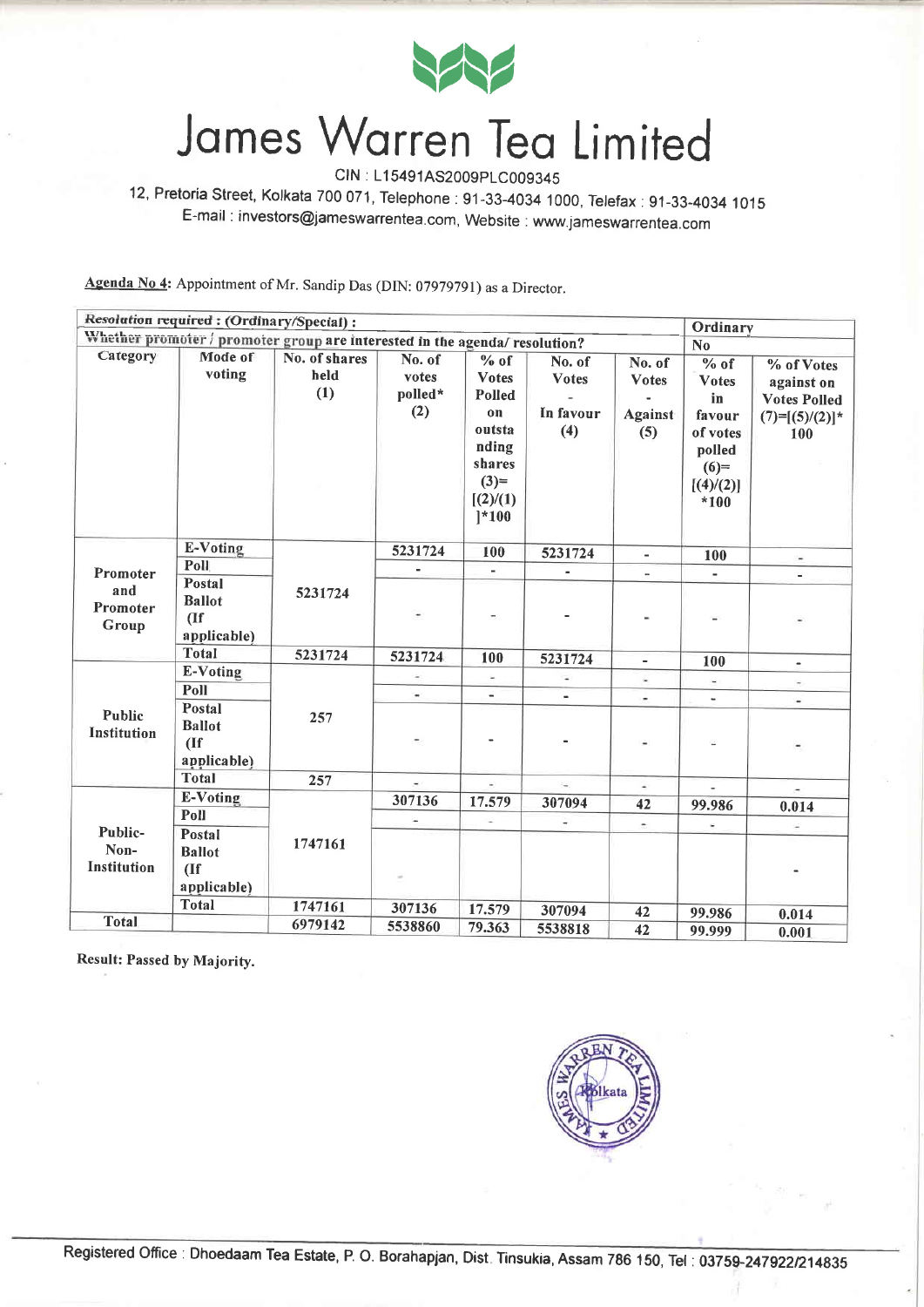# James Warren Tea Limited

CIN : L15491AS2009PLC009345

12, Pretoria Street, Kolkata 700 071, Telephone : 91-33-4034 1000, Telefax : 91-33-4034 1015

E-mail : investors@jameswarrentea.com, Website : www.jameswarrentea.com

**Agenda No 4:** Appointment of Mr. Sandip Das (DIN: 07979791) as a Director.

| ***Resolution required : (Ordinary/Special) :*** | | | | | | | Ordinary | |
|---|---|---|---|---|---|---|---|---|
| **Whether promoter / promoter group are interested in the agenda/ resolution?** | | | | | | | No | |
| **Category** | **Mode of voting** | **No. of shares held (1)** | **No. of votes polled* (2)** | **% of Votes Polled on outstanding shares (3)=[(2)/(1)]*100** | **No. of Votes - In favour (4)** | **No. of Votes - Against (5)** | **% of Votes in favour of votes polled (6)=[(4)/(2)]*100** | **% of Votes against on Votes Polled (7)=[(5)/(2)]*100** |
| **Promoter and Promoter Group** | **E-Voting** | 5231724 | 5231724 | 100 | 5231724 | - | 100 | - |
| | **Poll** | | - | - | - | - | - | - |
| | **Postal Ballot (If applicable)** | | - | - | - | - | - | - |
| | **Total** | 5231724 | 5231724 | 100 | 5231724 | - | 100 | - |
| **Public Institution** | **E-Voting** | 257 | - | - | - | - | - | - |
| | **Poll** | | - | - | - | - | - | - |
| | **Postal Ballot (If applicable)** | | - | - | - | - | - | - |
| | **Total** | 257 | - | - | - | - | - | - |
| **Public-Non-Institution** | **E-Voting** | 1747161 | 307136 | 17.579 | 307094 | 42 | 99.986 | 0.014 |
| | **Poll** | | - | - | - | - | - | - |
| | **Postal Ballot (If applicable)** | | - | | | | | - |
| | **Total** | 1747161 | 307136 | 17.579 | 307094 | 42 | 99.986 | 0.014 |
| **Total** | | 6979142 | 5538860 | 79.363 | 5538818 | 42 | 99.999 | 0.001 |

**Result: Passed by Majority.**

Registered Office : Dhoedaam Tea Estate, P. O. Borahapjan, Dist. Tinsukia, Assam 786 150, Tel : 03759-247922/214835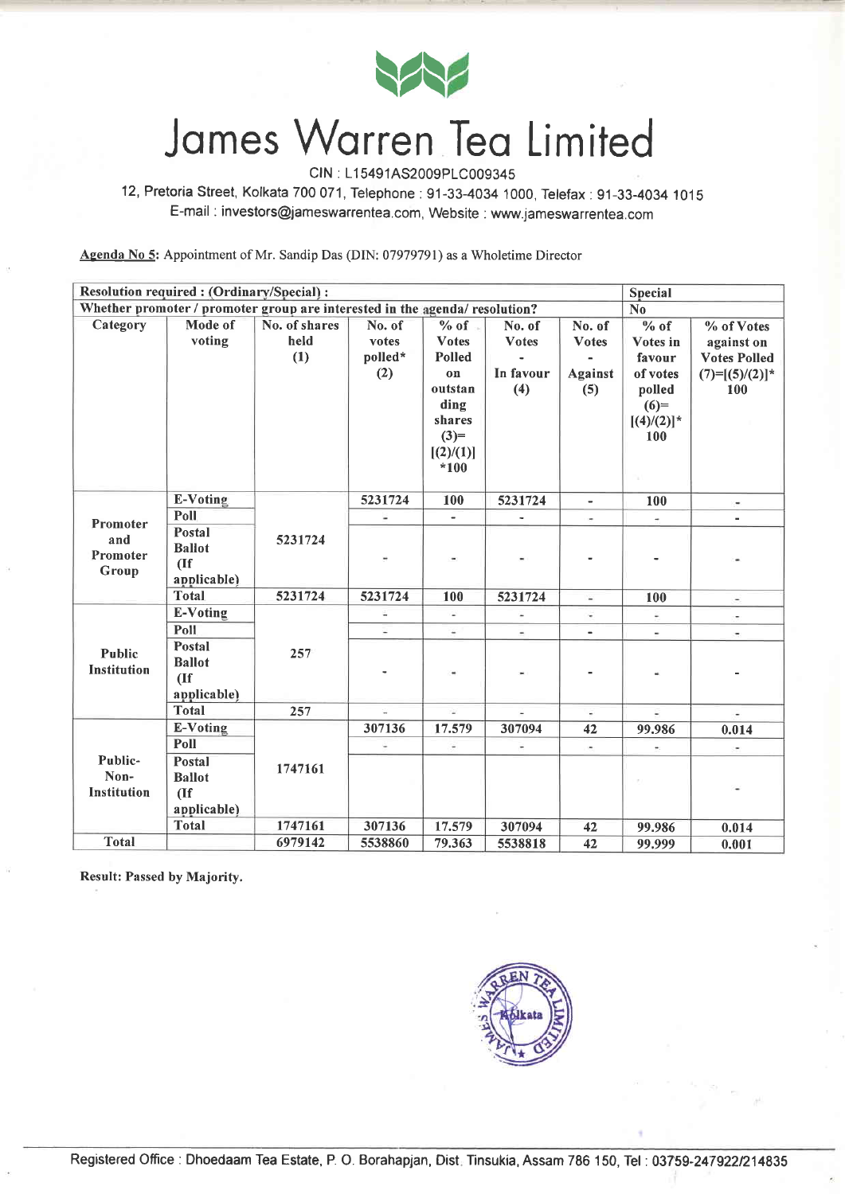# James Warren Tea Limited

CIN : L15491AS2009PLC009345

12, Pretoria Street, Kolkata 700 071, Telephone : 91-33-4034 1000, Telefax : 91-33-4034 1015

E-mail : investors@jameswarrentea.com, Website : www.jameswarrentea.com

**Agenda No 5:** Appointment of Mr. Sandip Das (DIN: 07979791) as a Wholetime Director

| Resolution required : (Ordinary/Special) : | | | | | | | Special | |
|---|---|---|---|---|---|---|---|---|
| Whether promoter / promoter group are interested in the agenda/ resolution? | | | | | | | No | |
| Category | Mode of voting | No. of shares held (1) | No. of votes polled* (2) | % of Votes Polled on outstanding shares (3)=[(2)/(1)]*100 | No. of Votes - In favour (4) | No. of Votes - Against (5) | % of Votes in favour of votes polled (6)=[(4)/(2)]*100 | % of Votes against on Votes Polled (7)=[(5)/(2)]*100 |
| Promoter and Promoter Group | E-Voting | 5231724 | 5231724 | 100 | 5231724 | - | 100 | - |
| | Poll | | - | - | - | - | - | - |
| | Postal Ballot (If applicable) | | - | - | - | - | - | - |
| | Total | 5231724 | 5231724 | 100 | 5231724 | - | 100 | - |
| Public Institution | E-Voting | 257 | - | - | - | - | - | - |
| | Poll | | - | - | - | - | - | - |
| | Postal Ballot (If applicable) | | - | - | - | - | - | - |
| | Total | 257 | - | - | - | - | - | - |
| Public-Non-Institution | E-Voting | 1747161 | 307136 | 17.579 | 307094 | 42 | 99.986 | 0.014 |
| | Poll | | - | - | - | - | - | - |
| | Postal Ballot (If applicable) | | | | | | | - |
| | Total | 1747161 | 307136 | 17.579 | 307094 | 42 | 99.986 | 0.014 |
| Total | | 6979142 | 5538860 | 79.363 | 5538818 | 42 | 99.999 | 0.001 |

**Result: Passed by Majority.**

Registered Office : Dhoedaam Tea Estate, P. O. Borahapjan, Dist. Tinsukia, Assam 786 150, Tel : 03759-247922/214835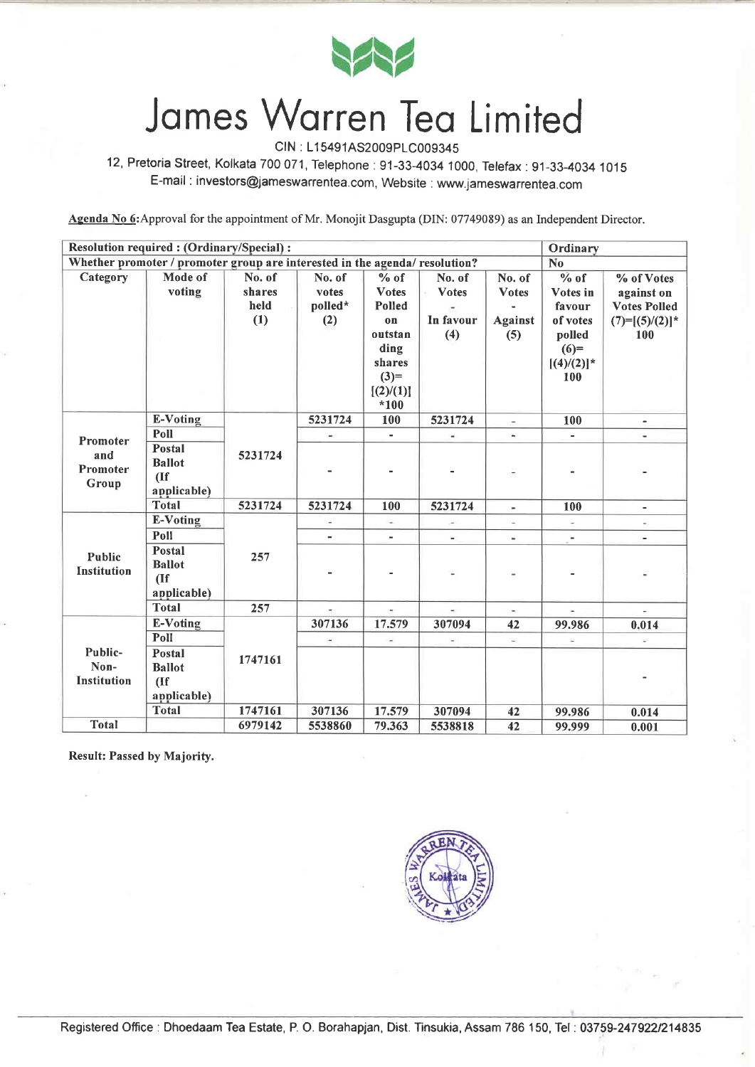# James Warren Tea Limited

CIN : L15491AS2009PLC009345

12, Pretoria Street, Kolkata 700 071, Telephone : 91-33-4034 1000, Telefax : 91-33-4034 1015

E-mail : investors@jameswarrentea.com, Website : www.jameswarrentea.com

**Agenda No 6:** Approval for the appointment of Mr. Monojit Dasgupta (DIN: 07749089) as an Independent Director.

| **Resolution required : (Ordinary/Special) :** | | | | | | | **Ordinary** | |
|---|---|---|---|---|---|---|---|---|
| **Whether promoter / promoter group are interested in the agenda/ resolution?** | | | | | | | **No** | |
| **Category** | **Mode of voting** | **No. of shares held (1)** | **No. of votes polled* (2)** | **% of Votes Polled on outstanding shares (3)=[(2)/(1)]*100** | **No. of Votes - In favour (4)** | **No. of Votes - Against (5)** | **% of Votes in favour of votes polled (6)=[(4)/(2)]*100** | **% of Votes against on Votes Polled (7)=[(5)/(2)]*100** |
| **Promoter and Promoter Group** | **E-Voting** | 5231724 | 5231724 | 100 | 5231724 | - | 100 | - |
| | **Poll** | | - | - | - | - | - | - |
| | **Postal Ballot (If applicable)** | | - | - | - | - | - | - |
| | **Total** | 5231724 | 5231724 | 100 | 5231724 | - | 100 | - |
| **Public Institution** | **E-Voting** | 257 | - | - | - | - | - | - |
| | **Poll** | | - | - | - | - | - | - |
| | **Postal Ballot (If applicable)** | | - | - | - | - | - | - |
| | **Total** | 257 | - | - | - | - | - | - |
| **Public-Non-Institution** | **E-Voting** | 1747161 | 307136 | 17.579 | 307094 | 42 | 99.986 | 0.014 |
| | **Poll** | | - | - | - | - | - | - |
| | **Postal Ballot (If applicable)** | | | | | | | - |
| | **Total** | 1747161 | 307136 | 17.579 | 307094 | 42 | 99.986 | 0.014 |
| **Total** | | 6979142 | 5538860 | 79.363 | 5538818 | 42 | 99.999 | 0.001 |

**Result: Passed by Majority.**

Registered Office : Dhoedaam Tea Estate, P. O. Borahapjan, Dist. Tinsukia, Assam 786 150, Tel : 03759-247922/214835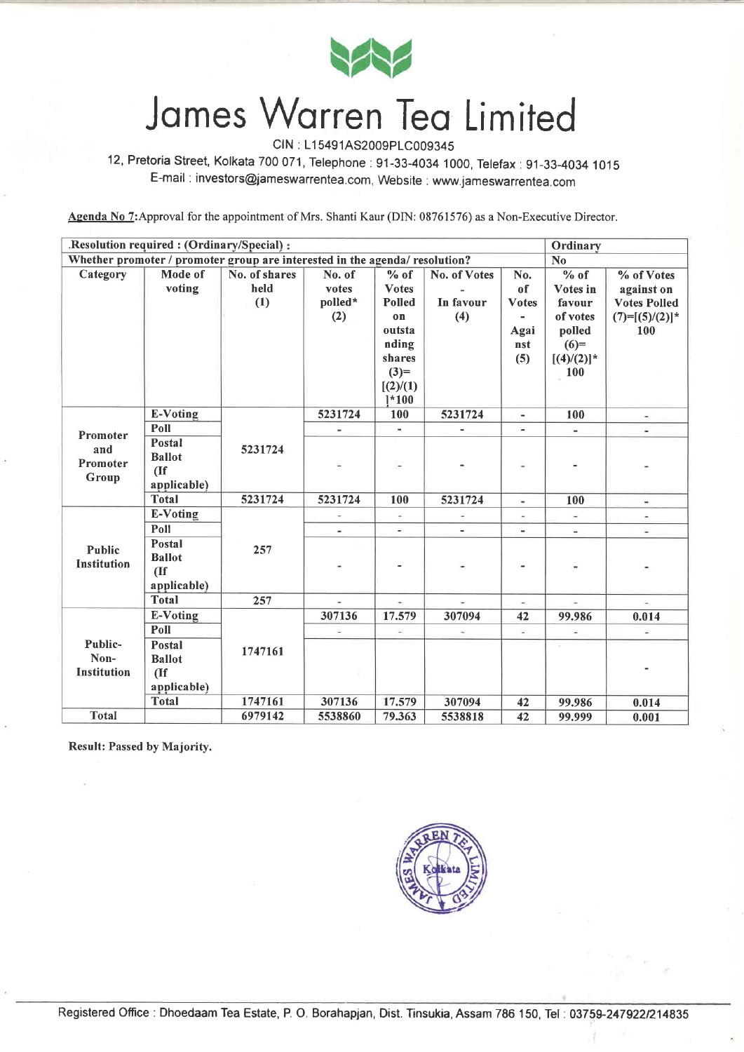# James Warren Tea Limited

CIN : L15491AS2009PLC009345

12, Pretoria Street, Kolkata 700 071, Telephone : 91-33-4034 1000, Telefax : 91-33-4034 1015

E-mail : investors@jameswarrentea.com, Website : www.jameswarrentea.com

**Agenda No 7:** Approval for the appointment of Mrs. Shanti Kaur (DIN: 08761576) as a Non-Executive Director.

| .Resolution required : (Ordinary/Special) : | | | | | | | | Ordinary |
|---|---|---|---|---|---|---|---|---|
| Whether promoter / promoter group are interested in the agenda/ resolution? | | | | | | | | No |
| Category | Mode of voting | No. of shares held (1) | No. of votes polled* (2) | % of Votes Polled on outstanding shares (3)=[(2)/(1)]*100 | No. of Votes - In favour (4) | No. of Votes - Against (5) | % of Votes in favour of votes polled (6)=[(4)/(2)]*100 | % of Votes against on Votes Polled (7)=[(5)/(2)]*100 |
| Promoter and Promoter Group | E-Voting | 5231724 | 5231724 | 100 | 5231724 | - | 100 | - |
| | Poll | | - | - | - | - | - | - |
| | Postal Ballot (If applicable) | | - | - | - | - | - | - |
| | Total | 5231724 | 5231724 | 100 | 5231724 | - | 100 | - |
| Public Institution | E-Voting | 257 | - | - | - | - | - | - |
| | Poll | | - | - | - | - | - | - |
| | Postal Ballot (If applicable) | | - | - | - | - | - | - |
| | Total | 257 | - | - | - | - | - | - |
| Public-Non-Institution | E-Voting | 1747161 | 307136 | 17.579 | 307094 | 42 | 99.986 | 0.014 |
| | Poll | | - | - | - | - | - | - |
| | Postal Ballot (If applicable) | | | | | | | - |
| | Total | 1747161 | 307136 | 17.579 | 307094 | 42 | 99.986 | 0.014 |
| Total | | 6979142 | 5538860 | 79.363 | 5538818 | 42 | 99.999 | 0.001 |

**Result: Passed by Majority.**

Registered Office : Dhoedaam Tea Estate, P. O. Borahapjan, Dist. Tinsukia, Assam 786 150, Tel : 03759-247922/214835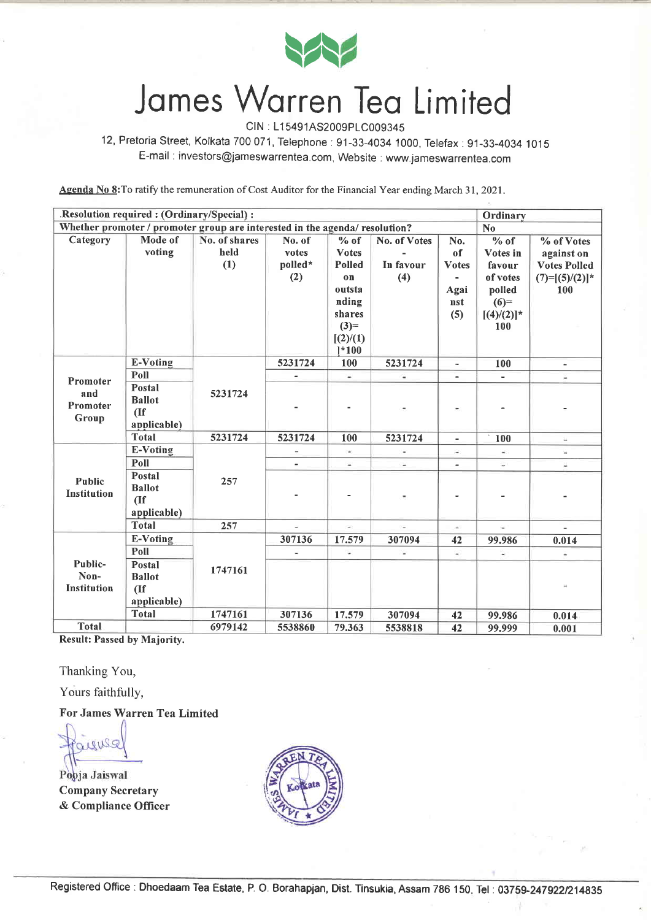# James Warren Tea Limited

CIN : L15491AS2009PLC009345

12, Pretoria Street, Kolkata 700 071, Telephone : 91-33-4034 1000, Telefax : 91-33-4034 1015

E-mail : investors@jameswarrentea.com, Website : www.jameswarrentea.com

**Agenda No 8:**To ratify the remuneration of Cost Auditor for the Financial Year ending March 31, 2021.

| .Resolution required : (Ordinary/Special) : | | | | | | | | Ordinary |
|---|---|---|---|---|---|---|---|---|
| Whether promoter / promoter group are interested in the agenda/ resolution? | | | | | | | | No |
| Category | Mode of voting | No. of shares held (1) | No. of votes polled* (2) | % of Votes Polled on outstanding shares (3)= [(2)/(1)]*100 | No. of Votes - In favour (4) | No. of Votes - Against (5) | % of Votes in favour of votes polled (6)= [(4)/(2)]* 100 | % of Votes against on Votes Polled (7)=[(5)/(2)]* 100 |
| Promoter and Promoter Group | E-Voting | 5231724 | 5231724 | 100 | 5231724 | - | 100 | - |
| | Poll | | - | - | - | - | - | - |
| | Postal Ballot (If applicable) | | - | - | - | - | - | - |
| | Total | 5231724 | 5231724 | 100 | 5231724 | - | 100 | - |
| Public Institution | E-Voting | 257 | - | - | - | - | - | - |
| | Poll | | - | - | - | - | - | - |
| | Postal Ballot (If applicable) | | - | - | - | - | - | - |
| | Total | 257 | - | - | - | - | - | - |
| Public-Non-Institution | E-Voting | 1747161 | 307136 | 17.579 | 307094 | 42 | 99.986 | 0.014 |
| | Poll | | - | - | - | - | - | - |
| | Postal Ballot (If applicable) | | | | | | | - |
| | Total | 1747161 | 307136 | 17.579 | 307094 | 42 | 99.986 | 0.014 |
| Total | | 6979142 | 5538860 | 79.363 | 5538818 | 42 | 99.999 | 0.001 |

**Result: Passed by Majority.**

Thanking You,

Yours faithfully,

**For James Warren Tea Limited**

Pooja Jaiswal
**Company Secretary**
**& Compliance Officer**

Registered Office : Dhoedaam Tea Estate, P. O. Borahapjan, Dist. Tinsukia, Assam 786 150, Tel : 03759-247922/214835